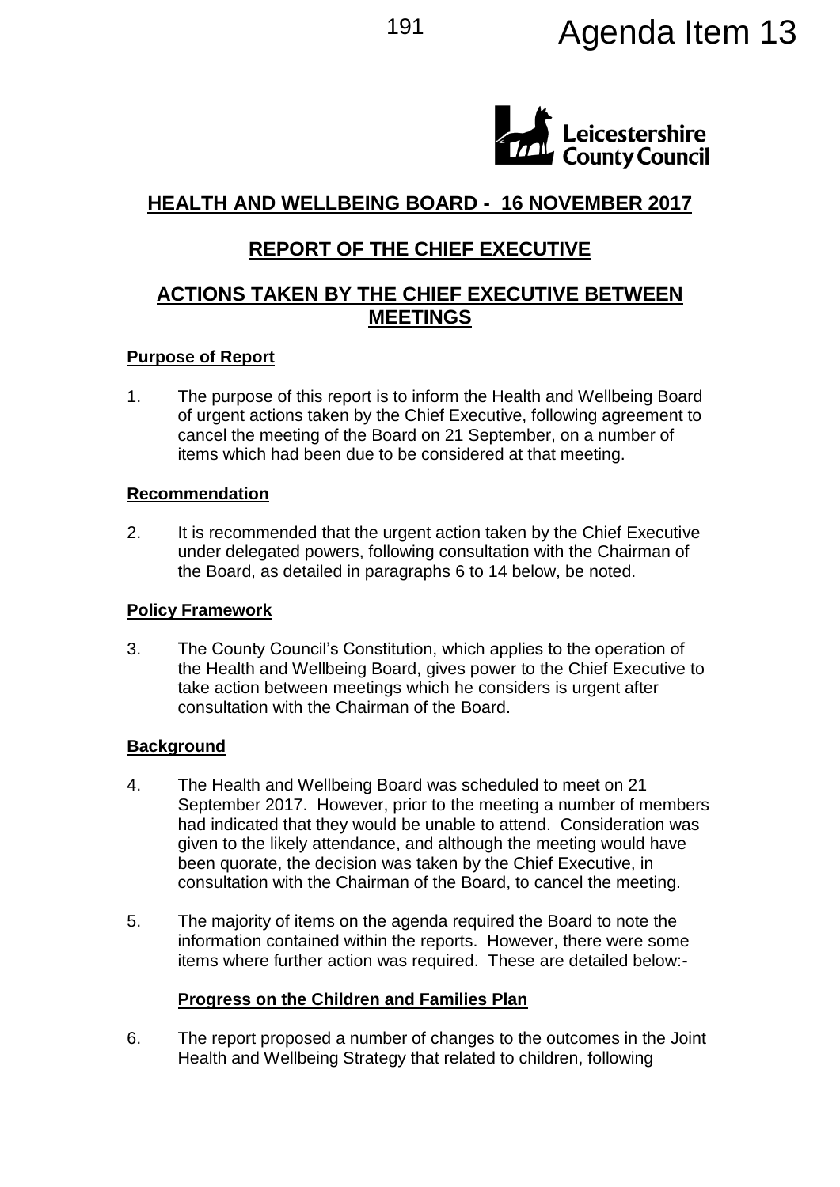Agenda Item 13

Leicestershire County Council

## HEALTH AND WELLBEING BOARD - 16 NOVEMBER 2017

## REPORT OF THE CHIEF EXECUTIVE

## ACTIONS TAKEN BY THE CHIEF EXECUTIVE BETWEEN MEETINGS

### Purpose of Report

1. The purpose of this report is to inform the Health and Wellbeing Board of urgent actions taken by the Chief Executive, following agreement to cancel the meeting of the Board on 21 September, on a number of items which had been due to be considered at that meeting.

### Recommendation

2. It is recommended that the urgent action taken by the Chief Executive under delegated powers, following consultation with the Chairman of the Board, as detailed in paragraphs 6 to 14 below, be noted.

### Policy Framework

3. The County Council's Constitution, which applies to the operation of the Health and Wellbeing Board, gives power to the Chief Executive to take action between meetings which he considers is urgent after consultation with the Chairman of the Board.

### Background

4. The Health and Wellbeing Board was scheduled to meet on 21 September 2017. However, prior to the meeting a number of members had indicated that they would be unable to attend. Consideration was given to the likely attendance, and although the meeting would have been quorate, the decision was taken by the Chief Executive, in consultation with the Chairman of the Board, to cancel the meeting.

5. The majority of items on the agenda required the Board to note the information contained within the reports. However, there were some items where further action was required. These are detailed below:-

#### Progress on the Children and Families Plan

6. The report proposed a number of changes to the outcomes in the Joint Health and Wellbeing Strategy that related to children, following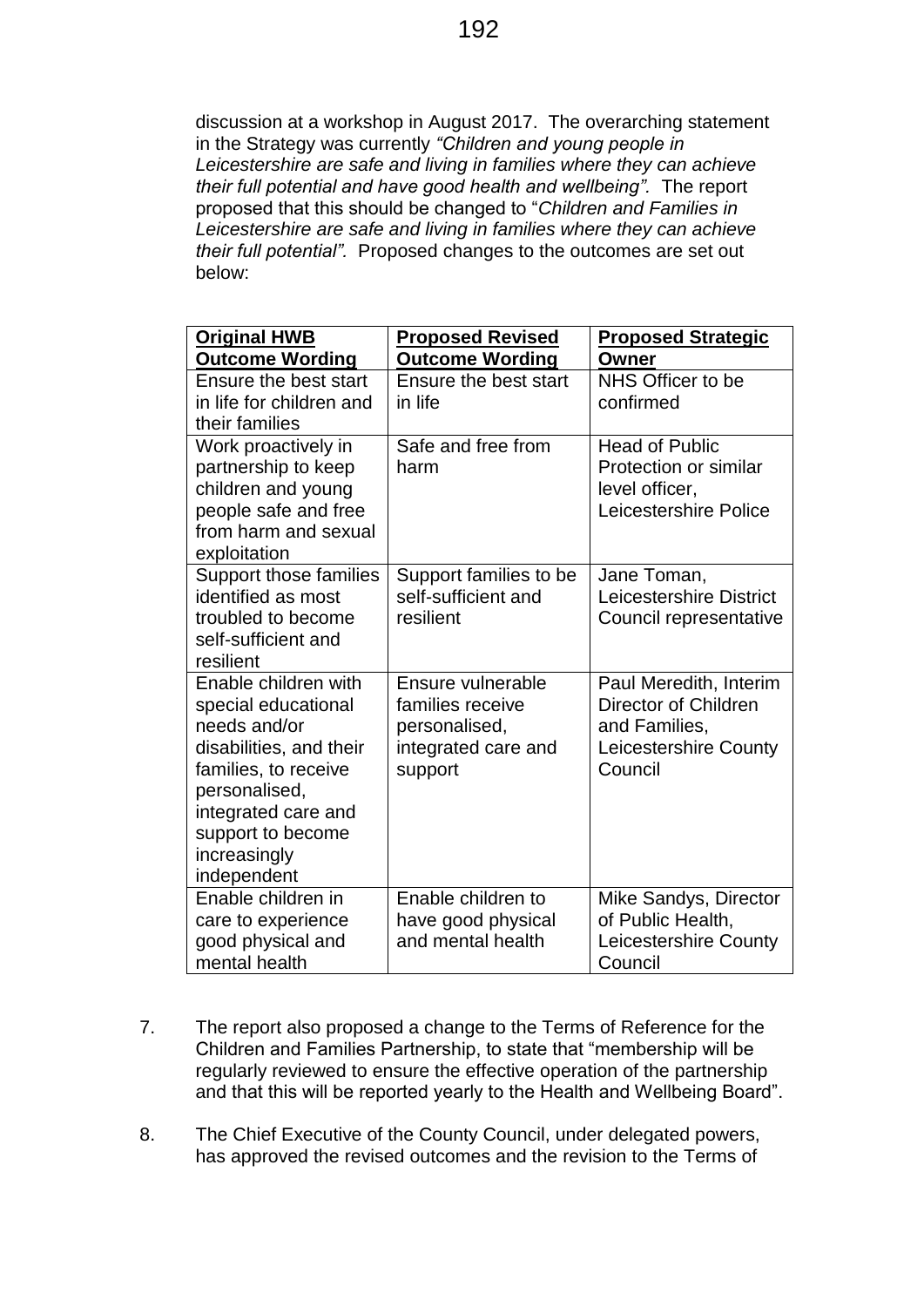discussion at a workshop in August 2017. The overarching statement in the Strategy was currently *"Children and young people in Leicestershire are safe and living in families where they can achieve their full potential and have good health and wellbeing".* The report proposed that this should be changed to "*Children and Families in Leicestershire are safe and living in families where they can achieve their full potential".* Proposed changes to the outcomes are set out below:

| **Original HWB Outcome Wording** | **Proposed Revised Outcome Wording** | **Proposed Strategic Owner** |
|---|---|---|
| Ensure the best start in life for children and their families | Ensure the best start in life | NHS Officer to be confirmed |
| Work proactively in partnership to keep children and young people safe and free from harm and sexual exploitation | Safe and free from harm | Head of Public Protection or similar level officer, Leicestershire Police |
| Support those families identified as most troubled to become self-sufficient and resilient | Support families to be self-sufficient and resilient | Jane Toman, Leicestershire District Council representative |
| Enable children with special educational needs and/or disabilities, and their families, to receive personalised, integrated care and support to become increasingly independent | Ensure vulnerable families receive personalised, integrated care and support | Paul Meredith, Interim Director of Children and Families, Leicestershire County Council |
| Enable children in care to experience good physical and mental health | Enable children to have good physical and mental health | Mike Sandys, Director of Public Health, Leicestershire County Council |

7. The report also proposed a change to the Terms of Reference for the Children and Families Partnership, to state that "membership will be regularly reviewed to ensure the effective operation of the partnership and that this will be reported yearly to the Health and Wellbeing Board".

8. The Chief Executive of the County Council, under delegated powers, has approved the revised outcomes and the revision to the Terms of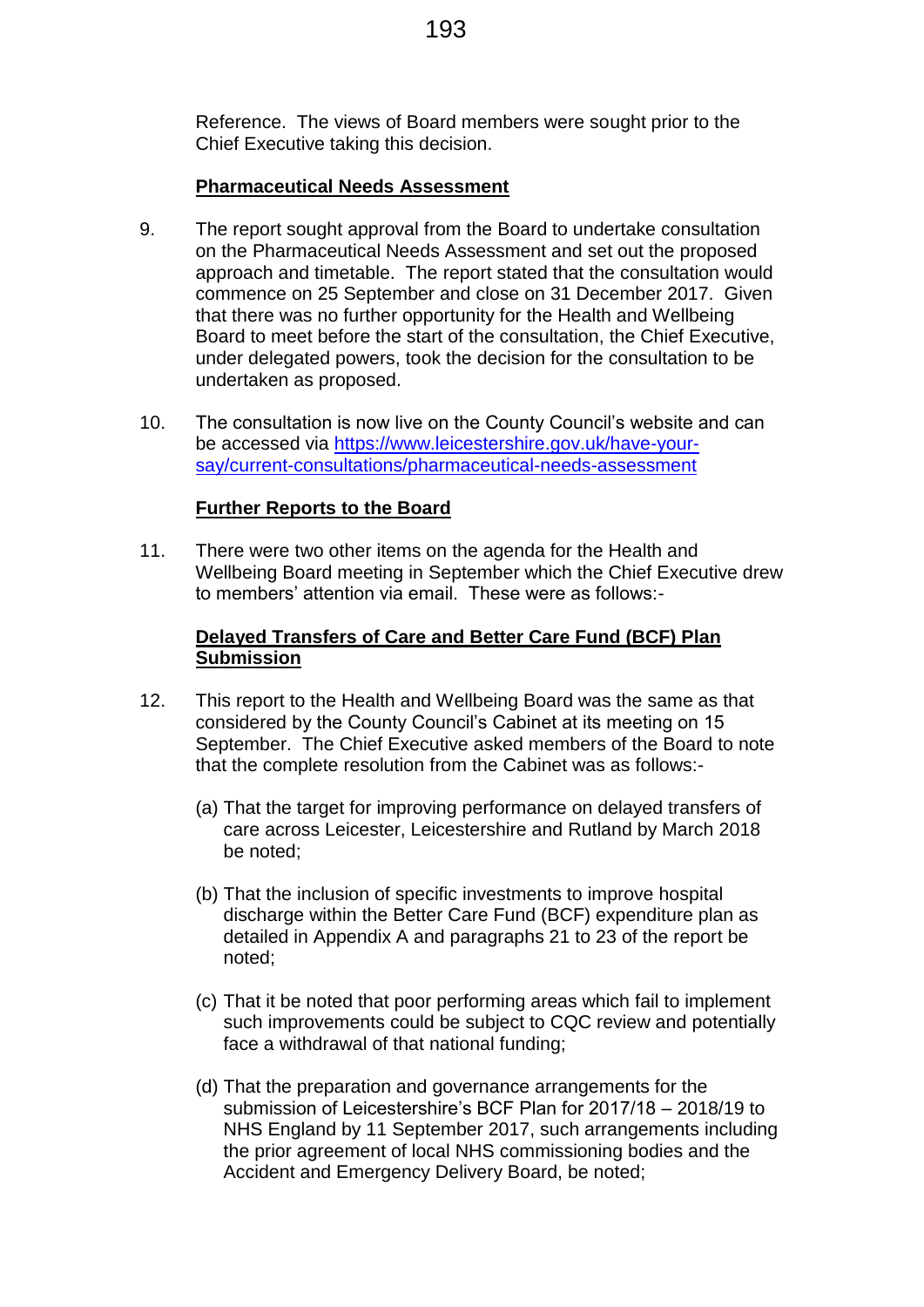Reference. The views of Board members were sought prior to the Chief Executive taking this decision.

**Pharmaceutical Needs Assessment**

9. The report sought approval from the Board to undertake consultation on the Pharmaceutical Needs Assessment and set out the proposed approach and timetable. The report stated that the consultation would commence on 25 September and close on 31 December 2017. Given that there was no further opportunity for the Health and Wellbeing Board to meet before the start of the consultation, the Chief Executive, under delegated powers, took the decision for the consultation to be undertaken as proposed.

10. The consultation is now live on the County Council's website and can be accessed via [https://www.leicestershire.gov.uk/have-your-say/current-consultations/pharmaceutical-needs-assessment](https://www.leicestershire.gov.uk/have-your-say/current-consultations/pharmaceutical-needs-assessment)

**Further Reports to the Board**

11. There were two other items on the agenda for the Health and Wellbeing Board meeting in September which the Chief Executive drew to members' attention via email. These were as follows:-

**Delayed Transfers of Care and Better Care Fund (BCF) Plan Submission**

12. This report to the Health and Wellbeing Board was the same as that considered by the County Council's Cabinet at its meeting on 15 September. The Chief Executive asked members of the Board to note that the complete resolution from the Cabinet was as follows:-

    (a) That the target for improving performance on delayed transfers of care across Leicester, Leicestershire and Rutland by March 2018 be noted;

    (b) That the inclusion of specific investments to improve hospital discharge within the Better Care Fund (BCF) expenditure plan as detailed in Appendix A and paragraphs 21 to 23 of the report be noted;

    (c) That it be noted that poor performing areas which fail to implement such improvements could be subject to CQC review and potentially face a withdrawal of that national funding;

    (d) That the preparation and governance arrangements for the submission of Leicestershire's BCF Plan for 2017/18 – 2018/19 to NHS England by 11 September 2017, such arrangements including the prior agreement of local NHS commissioning bodies and the Accident and Emergency Delivery Board, be noted;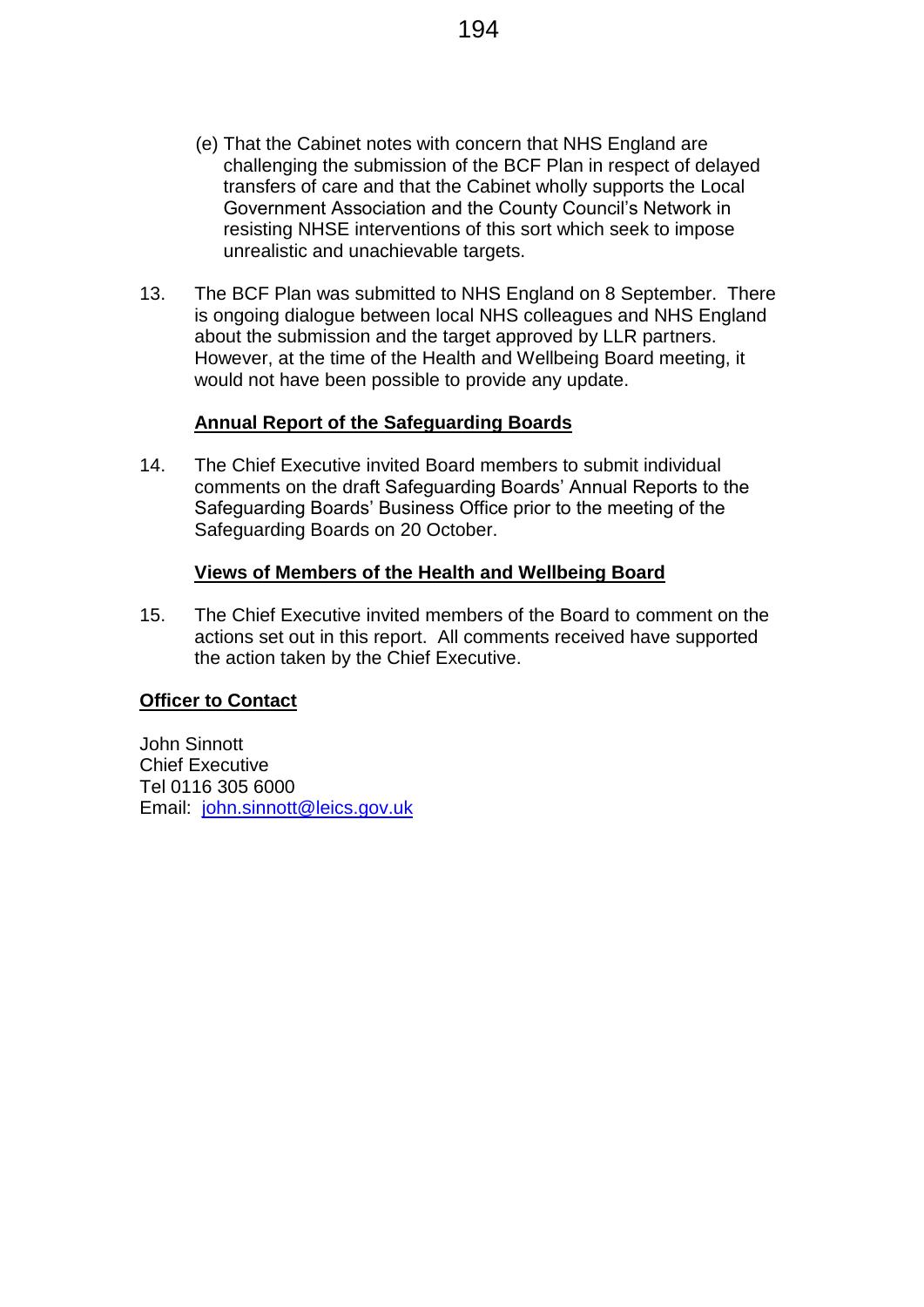(e) That the Cabinet notes with concern that NHS England are challenging the submission of the BCF Plan in respect of delayed transfers of care and that the Cabinet wholly supports the Local Government Association and the County Council's Network in resisting NHSE interventions of this sort which seek to impose unrealistic and unachievable targets.

13. The BCF Plan was submitted to NHS England on 8 September. There is ongoing dialogue between local NHS colleagues and NHS England about the submission and the target approved by LLR partners. However, at the time of the Health and Wellbeing Board meeting, it would not have been possible to provide any update.

**Annual Report of the Safeguarding Boards**

14. The Chief Executive invited Board members to submit individual comments on the draft Safeguarding Boards' Annual Reports to the Safeguarding Boards' Business Office prior to the meeting of the Safeguarding Boards on 20 October.

**Views of Members of the Health and Wellbeing Board**

15. The Chief Executive invited members of the Board to comment on the actions set out in this report. All comments received have supported the action taken by the Chief Executive.

**Officer to Contact**

John Sinnott
Chief Executive
Tel 0116 305 6000
Email: john.sinnott@leics.gov.uk